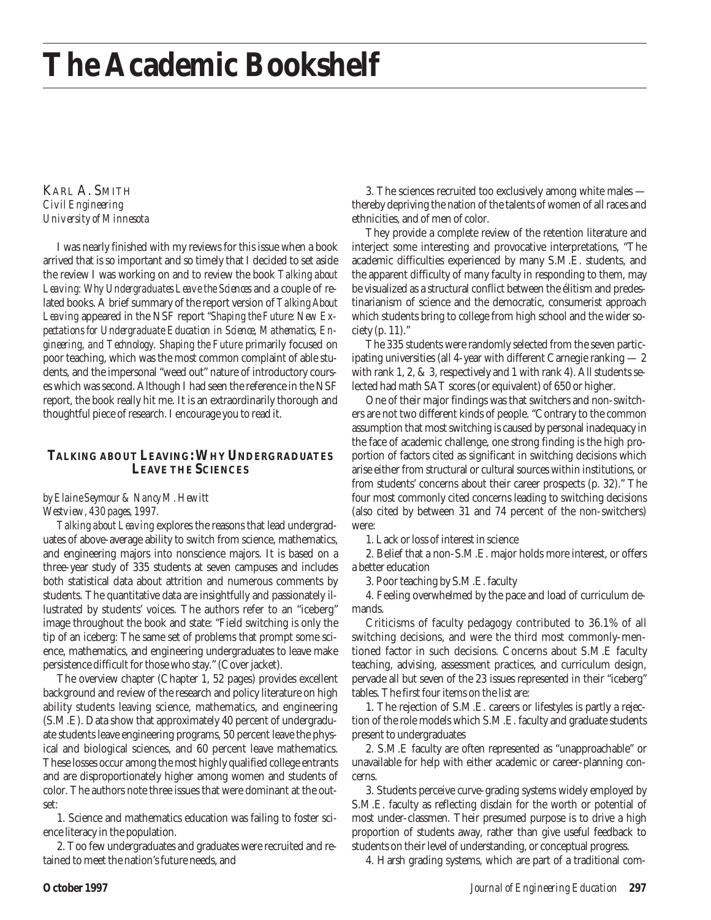# The Academic Bookshelf

KARL A. SMITH
*Civil Engineering*
*University of Minnesota*

I was nearly finished with my reviews for this issue when a book arrived that is so important and so timely that I decided to set aside the review I was working on and to review the book *Talking about Leaving: Why Undergraduates Leave the Sciences* and a couple of related books. A brief summary of the report version of *Talking About Leaving* appeared in the NSF report "*Shaping the Future: New Expectations for Undergraduate Education in Science, Mathematics, Engineering, and Technology. Shaping the Future* primarily focused on poor teaching, which was the most common complaint of able students, and the impersonal "weed out" nature of introductory courses which was second. Although I had seen the reference in the NSF report, the book really hit me. It is an extraordinarily thorough and thoughtful piece of research. I encourage you to read it.

## TALKING ABOUT LEAVING: WHY UNDERGRADUATES LEAVE THE SCIENCES

*by Elaine Seymour & Nancy M. Hewitt*
*Westview, 430 pages, 1997.*

*Talking about Leaving* explores the reasons that lead undergraduates of above-average ability to switch from science, mathematics, and engineering majors into nonscience majors. It is based on a three-year study of 335 students at seven campuses and includes both statistical data about attrition and numerous comments by students. The quantitative data are insightfully and passionately illustrated by students' voices. The authors refer to an "iceberg" image throughout the book and state: "Field switching is only the tip of an iceberg: The same set of problems that prompt some science, mathematics, and engineering undergraduates to leave make persistence difficult for those who stay." (Cover jacket).

The overview chapter (Chapter 1, 52 pages) provides excellent background and review of the research and policy literature on high ability students leaving science, mathematics, and engineering (S.M.E). Data show that approximately 40 percent of undergraduate students leave engineering programs, 50 percent leave the physical and biological sciences, and 60 percent leave mathematics. These losses occur among the most highly qualified college entrants and are disproportionately higher among women and students of color. The authors note three issues that were dominant at the outset:

1. Science and mathematics education was failing to foster science literacy in the population.

2. Too few undergraduates and graduates were recruited and retained to meet the nation's future needs, and

3. The sciences recruited too exclusively among white males — thereby depriving the nation of the talents of women of all races and ethnicities, and of men of color.

They provide a complete review of the retention literature and interject some interesting and provocative interpretations, "The academic difficulties experienced by many S.M.E. students, and the apparent difficulty of many faculty in responding to them, may be visualized as a structural conflict between the élitism and predestinarianism of science and the democratic, consumerist approach which students bring to college from high school and the wider society (p. 11)."

The 335 students were randomly selected from the seven participating universities (all 4-year with different Carnegie ranking — 2 with rank 1, 2, & 3, respectively and 1 with rank 4). All students selected had math SAT scores (or equivalent) of 650 or higher.

One of their major findings was that switchers and non-switchers are not two different kinds of people. "Contrary to the common assumption that most switching is caused by personal inadequacy in the face of academic challenge, one strong finding is the high proportion of factors cited as significant in switching decisions which arise either from structural or cultural sources within institutions, or from students' concerns about their career prospects (p. 32)." The four most commonly cited concerns leading to switching decisions (also cited by between 31 and 74 percent of the non-switchers) were:

1. Lack or loss of interest in science

2. Belief that a non-S.M.E. major holds more interest, or offers a better education

3. Poor teaching by S.M.E. faculty

4. Feeling overwhelmed by the pace and load of curriculum demands.

Criticisms of faculty pedagogy contributed to 36.1% of all switching decisions, and were the third most commonly-mentioned factor in such decisions. Concerns about S.M.E faculty teaching, advising, assessment practices, and curriculum design, pervade all but seven of the 23 issues represented in their "iceberg" tables. The first four items on the list are:

1. The rejection of S.M.E. careers or lifestyles is partly a rejection of the role models which S.M.E. faculty and graduate students present to undergraduates

2. S.M.E faculty are often represented as "unapproachable" or unavailable for help with either academic or career-planning concerns.

3. Students perceive curve-grading systems widely employed by S.M.E. faculty as reflecting disdain for the worth or potential of most under-classmen. Their presumed purpose is to drive a high proportion of students away, rather than give useful feedback to students on their level of understanding, or conceptual progress.

4. Harsh grading systems, which are part of a traditional com-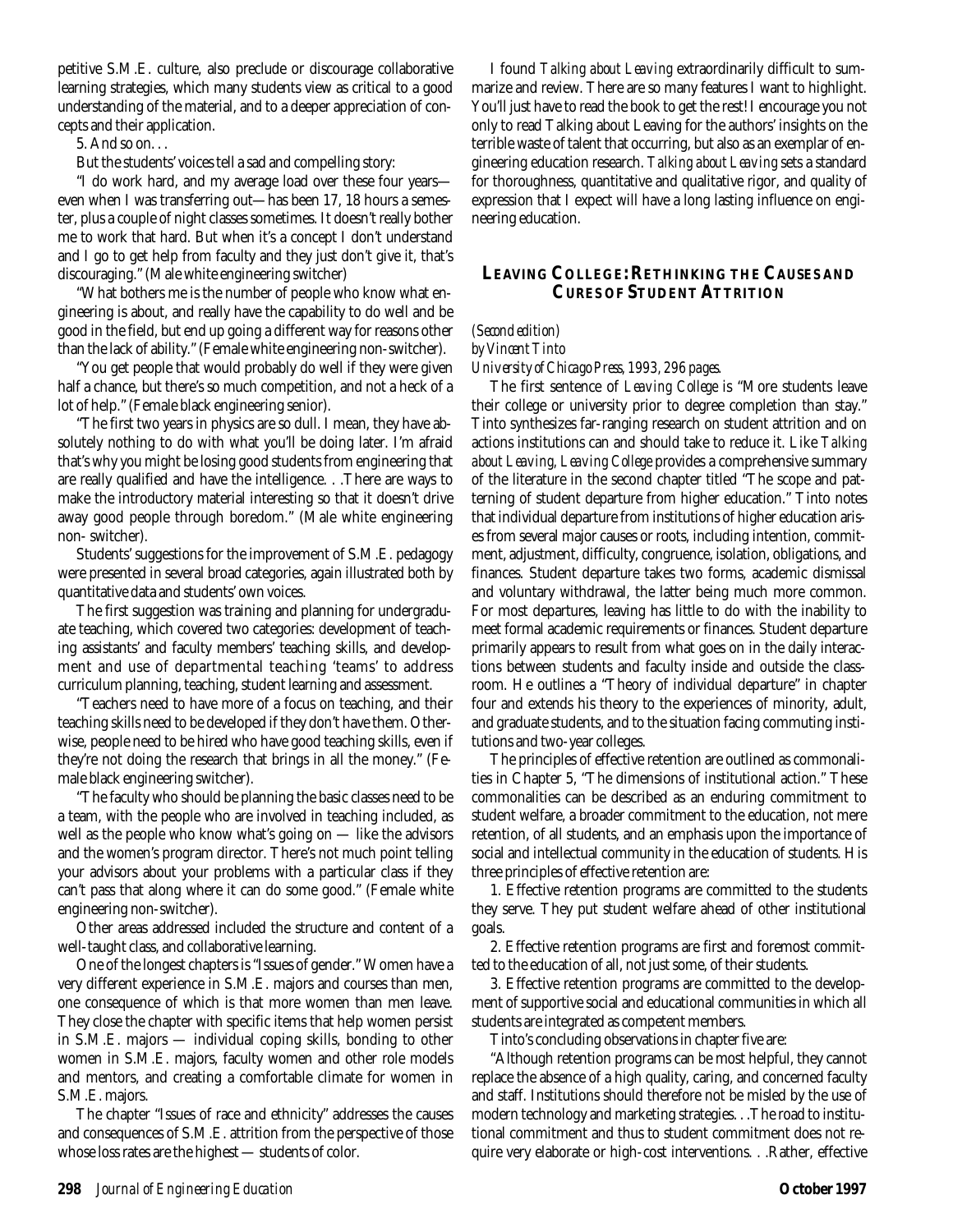petitive S.M.E. culture, also preclude or discourage collaborative learning strategies, which many students view as critical to a good understanding of the material, and to a deeper appreciation of concepts and their application.

5. And so on. . .

But the students' voices tell a sad and compelling story:

"I do work hard, and my average load over these four years—even when I was transferring out—has been 17, 18 hours a semester, plus a couple of night classes sometimes. It doesn't really bother me to work that hard. But when it's a concept I don't understand and I go to get help from faculty and they just don't give it, that's discouraging." (Male white engineering switcher)

"What bothers me is the number of people who know what engineering is about, and really have the capability to do well and be good in the field, but end up going a different way for reasons other than the lack of ability." (Female white engineering non-switcher).

"You get people that would probably do well if they were given half a chance, but there's so much competition, and not a heck of a lot of help." (Female black engineering senior).

"The first two years in physics are so dull. I mean, they have absolutely nothing to do with what you'll be doing later. I'm afraid that's why you might be losing good students from engineering that are really qualified and have the intelligence. . .There are ways to make the introductory material interesting so that it doesn't drive away good people through boredom." (Male white engineering non- switcher).

Students' suggestions for the improvement of S.M.E. pedagogy were presented in several broad categories, again illustrated both by quantitative data and students' own voices.

The first suggestion was training and planning for undergraduate teaching, which covered two categories: development of teaching assistants' and faculty members' teaching skills, and development and use of departmental teaching 'teams' to address curriculum planning, teaching, student learning and assessment.

"Teachers need to have more of a focus on teaching, and their teaching skills need to be developed if they don't have them. Otherwise, people need to be hired who have good teaching skills, even if they're not doing the research that brings in all the money." (Female black engineering switcher).

"The faculty who should be planning the basic classes need to be a team, with the people who are involved in teaching included, as well as the people who know what's going on — like the advisors and the women's program director. There's not much point telling your advisors about your problems with a particular class if they can't pass that along where it can do some good." (Female white engineering non-switcher).

Other areas addressed included the structure and content of a well-taught class, and collaborative learning.

One of the longest chapters is "Issues of gender." Women have a very different experience in S.M.E. majors and courses than men, one consequence of which is that more women than men leave. They close the chapter with specific items that help women persist in S.M.E. majors — individual coping skills, bonding to other women in S.M.E. majors, faculty women and other role models and mentors, and creating a comfortable climate for women in S.M.E. majors.

The chapter "Issues of race and ethnicity" addresses the causes and consequences of S.M.E. attrition from the perspective of those whose loss rates are the highest — students of color.

I found *Talking about Leaving* extraordinarily difficult to summarize and review. There are so many features I want to highlight. You'll just have to read the book to get the rest! I encourage you not only to read Talking about Leaving for the authors' insights on the terrible waste of talent that occurring, but also as an exemplar of engineering education research. *Talking about Leaving* sets a standard for thoroughness, quantitative and qualitative rigor, and quality of expression that I expect will have a long lasting influence on engineering education.

## LEAVING COLLEGE: RETHINKING THE CAUSES AND CURES OF STUDENT ATTRITION

*(Second edition)*
*by Vincent Tinto*
*University of Chicago Press, 1993, 296 pages.*

The first sentence of *Leaving College* is "More students leave their college or university prior to degree completion than stay." Tinto synthesizes far-ranging research on student attrition and on actions institutions can and should take to reduce it. Like *Talking about Leaving*, *Leaving College* provides a comprehensive summary of the literature in the second chapter titled "The scope and patterning of student departure from higher education." Tinto notes that individual departure from institutions of higher education arises from several major causes or roots, including intention, commitment, adjustment, difficulty, congruence, isolation, obligations, and finances. Student departure takes two forms, academic dismissal and voluntary withdrawal, the latter being much more common. For most departures, leaving has little to do with the inability to meet formal academic requirements or finances. Student departure primarily appears to result from what goes on in the daily interactions between students and faculty inside and outside the classroom. He outlines a "Theory of individual departure" in chapter four and extends his theory to the experiences of minority, adult, and graduate students, and to the situation facing commuting institutions and two-year colleges.

The principles of effective retention are outlined as commonalities in Chapter 5, "The dimensions of institutional action." These commonalities can be described as an enduring commitment to student welfare, a broader commitment to the education, not mere retention, of all students, and an emphasis upon the importance of social and intellectual community in the education of students. His three principles of effective retention are:

1. Effective retention programs are committed to the students they serve. They put student welfare ahead of other institutional goals.

2. Effective retention programs are first and foremost committed to the education of all, not just some, of their students.

3. Effective retention programs are committed to the development of supportive social and educational communities in which all students are integrated as competent members.

Tinto's concluding observations in chapter five are:

"Although retention programs can be most helpful, they cannot replace the absence of a high quality, caring, and concerned faculty and staff. Institutions should therefore not be misled by the use of modern technology and marketing strategies. . .The road to institutional commitment and thus to student commitment does not require very elaborate or high-cost interventions. . .Rather, effective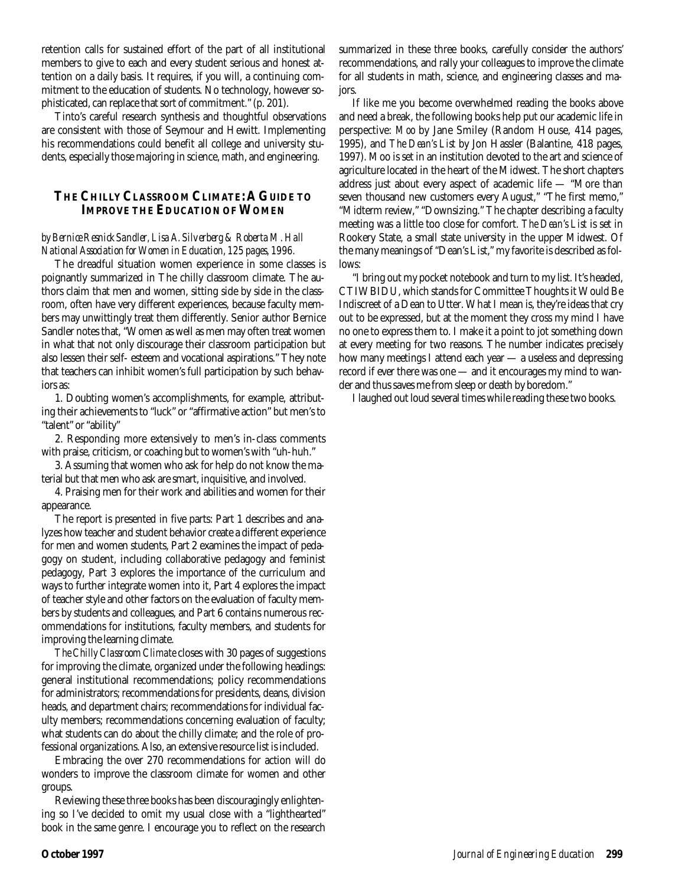retention calls for sustained effort of the part of all institutional members to give to each and every student serious and honest attention on a daily basis. It requires, if you will, a continuing commitment to the education of students. No technology, however sophisticated, can replace that sort of commitment." (p. 201).

Tinto's careful research synthesis and thoughtful observations are consistent with those of Seymour and Hewitt. Implementing his recommendations could benefit all college and university students, especially those majoring in science, math, and engineering.

## THE CHILLY CLASSROOM CLIMATE: A GUIDE TO IMPROVE THE EDUCATION OF WOMEN

*by Bernice Resnick Sandler, Lisa A. Silverberg & Roberta M. Hall*
*National Association for Women in Education, 125 pages, 1996.*

The dreadful situation women experience in some classes is poignantly summarized in The chilly classroom climate. The authors claim that men and women, sitting side by side in the classroom, often have very different experiences, because faculty members may unwittingly treat them differently. Senior author Bernice Sandler notes that, "Women as well as men may often treat women in what that not only discourage their classroom participation but also lessen their self- esteem and vocational aspirations." They note that teachers can inhibit women's full participation by such behaviors as:

1. Doubting women's accomplishments, for example, attributing their achievements to "luck" or "affirmative action" but men's to "talent" or "ability"

2. Responding more extensively to men's in-class comments with praise, criticism, or coaching but to women's with "uh-huh."

3. Assuming that women who ask for help do not know the material but that men who ask are smart, inquisitive, and involved.

4. Praising men for their work and abilities and women for their appearance.

The report is presented in five parts: Part 1 describes and analyzes how teacher and student behavior create a different experience for men and women students, Part 2 examines the impact of pedagogy on student, including collaborative pedagogy and feminist pedagogy, Part 3 explores the importance of the curriculum and ways to further integrate women into it, Part 4 explores the impact of teacher style and other factors on the evaluation of faculty members by students and colleagues, and Part 6 contains numerous recommendations for institutions, faculty members, and students for improving the learning climate.

*The Chilly Classroom Climate* closes with 30 pages of suggestions for improving the climate, organized under the following headings: general institutional recommendations; policy recommendations for administrators; recommendations for presidents, deans, division heads, and department chairs; recommendations for individual faculty members; recommendations concerning evaluation of faculty; what students can do about the chilly climate; and the role of professional organizations. Also, an extensive resource list is included.

Embracing the over 270 recommendations for action will do wonders to improve the classroom climate for women and other groups.

Reviewing these three books has been discouragingly enlightening so I've decided to omit my usual close with a "lighthearted" book in the same genre. I encourage you to reflect on the research summarized in these three books, carefully consider the authors' recommendations, and rally your colleagues to improve the climate for all students in math, science, and engineering classes and majors.

If like me you become overwhelmed reading the books above and need a break, the following books help put our academic life in perspective: *Moo* by Jane Smiley (Random House, 414 pages, 1995), and *The Dean's List* by Jon Hassler (Balantine, 418 pages, 1997). Moo is set in an institution devoted to the art and science of agriculture located in the heart of the Midwest. The short chapters address just about every aspect of academic life — "More than seven thousand new customers every August," "The first memo," "Midterm review," "Downsizing." The chapter describing a faculty meeting was a little too close for comfort. *The Dean's List* is set in Rookery State, a small state university in the upper Midwest. Of the many meanings of "Dean's List," my favorite is described as follows:

"I bring out my pocket notebook and turn to my list. It's headed, CTIWBIDU, which stands for Committee Thoughts it Would Be Indiscreet of a Dean to Utter. What I mean is, they're ideas that cry out to be expressed, but at the moment they cross my mind I have no one to express them to. I make it a point to jot something down at every meeting for two reasons. The number indicates precisely how many meetings I attend each year — a useless and depressing record if ever there was one — and it encourages my mind to wander and thus saves me from sleep or death by boredom."

I laughed out loud several times while reading these two books.